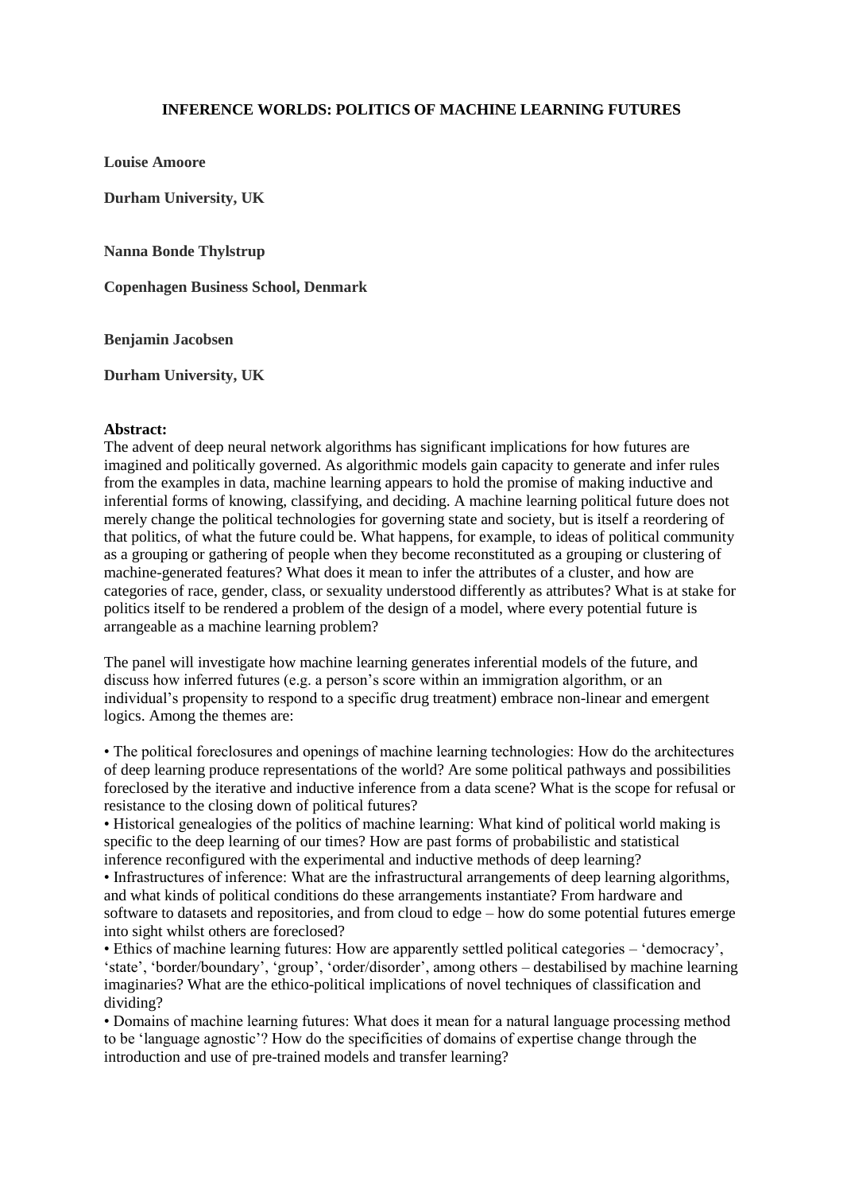# INFERENCE WORLDS: POLITICS OF MACHINE LEARNING FUTURES

**Louise Amoore**

**Durham University, UK**

**Nanna Bonde Thylstrup**

**Copenhagen Business School, Denmark**

**Benjamin Jacobsen**

**Durham University, UK**

**Abstract:**

The advent of deep neural network algorithms has significant implications for how futures are imagined and politically governed. As algorithmic models gain capacity to generate and infer rules from the examples in data, machine learning appears to hold the promise of making inductive and inferential forms of knowing, classifying, and deciding. A machine learning political future does not merely change the political technologies for governing state and society, but is itself a reordering of that politics, of what the future could be. What happens, for example, to ideas of political community as a grouping or gathering of people when they become reconstituted as a grouping or clustering of machine-generated features? What does it mean to infer the attributes of a cluster, and how are categories of race, gender, class, or sexuality understood differently as attributes? What is at stake for politics itself to be rendered a problem of the design of a model, where every potential future is arrangeable as a machine learning problem?

The panel will investigate how machine learning generates inferential models of the future, and discuss how inferred futures (e.g. a person's score within an immigration algorithm, or an individual's propensity to respond to a specific drug treatment) embrace non-linear and emergent logics. Among the themes are:

- The political foreclosures and openings of machine learning technologies: How do the architectures of deep learning produce representations of the world? Are some political pathways and possibilities foreclosed by the iterative and inductive inference from a data scene? What is the scope for refusal or resistance to the closing down of political futures?
- Historical genealogies of the politics of machine learning: What kind of political world making is specific to the deep learning of our times? How are past forms of probabilistic and statistical inference reconfigured with the experimental and inductive methods of deep learning?
- Infrastructures of inference: What are the infrastructural arrangements of deep learning algorithms, and what kinds of political conditions do these arrangements instantiate? From hardware and software to datasets and repositories, and from cloud to edge – how do some potential futures emerge into sight whilst others are foreclosed?
- Ethics of machine learning futures: How are apparently settled political categories – 'democracy', 'state', 'border/boundary', 'group', 'order/disorder', among others – destabilised by machine learning imaginaries? What are the ethico-political implications of novel techniques of classification and dividing?
- Domains of machine learning futures: What does it mean for a natural language processing method to be 'language agnostic'? How do the specificities of domains of expertise change through the introduction and use of pre-trained models and transfer learning?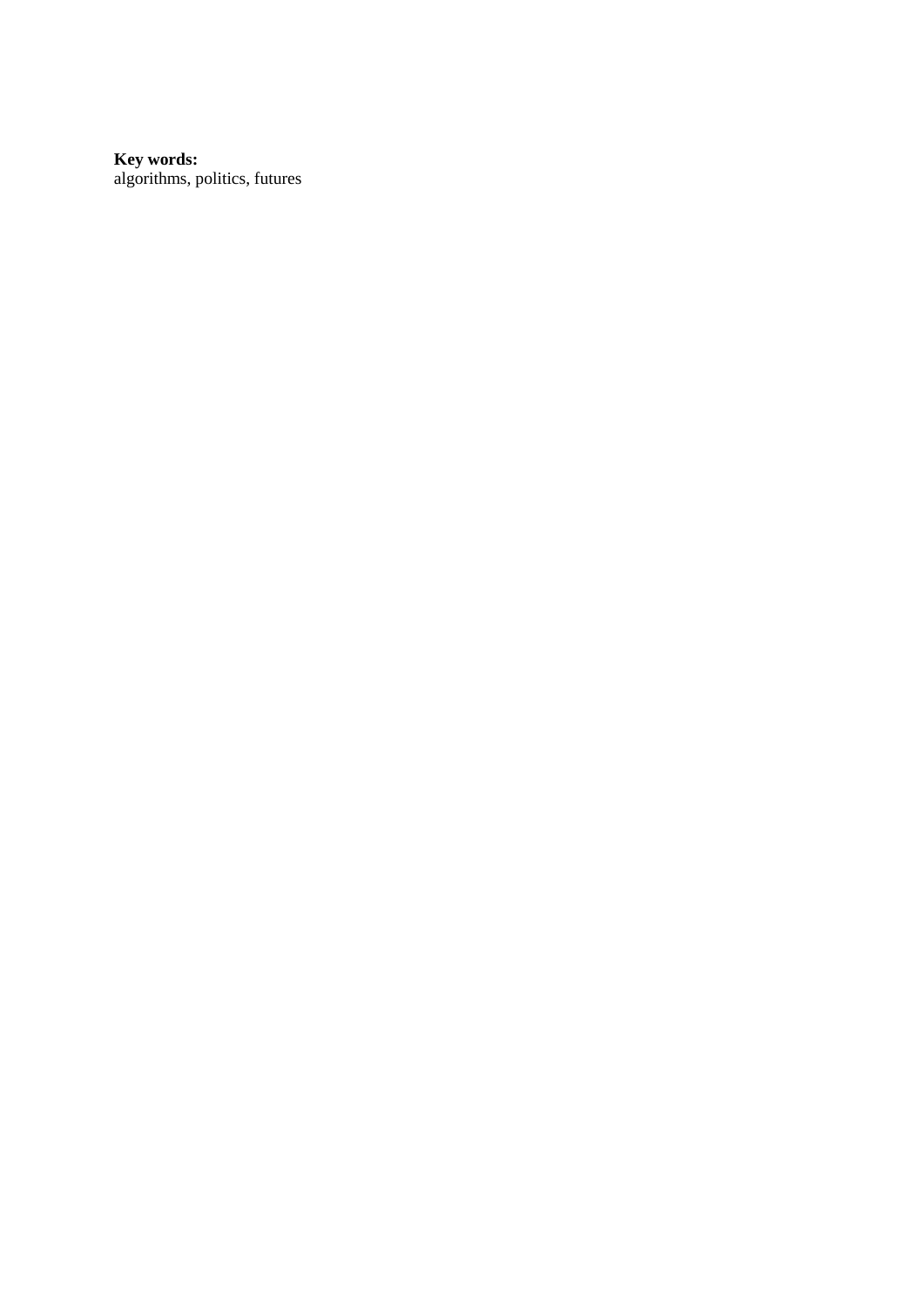**Key words:**
algorithms, politics, futures